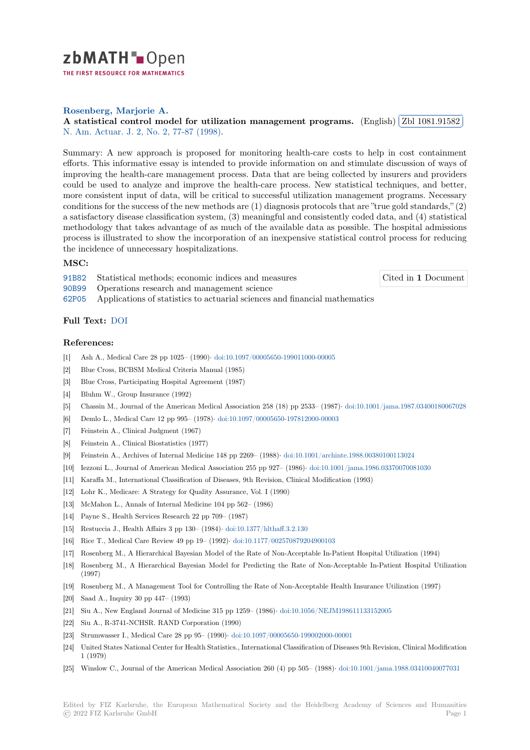**Rosenberg, Marjorie A.**

**A statistical control model for utilization management programs.** (English) Zbl 1081.91582
N. Am. Actuar. J. 2, No. 2, 77-87 (1998).

Summary: A new approach is proposed for monitoring health-care costs to help in cost containment efforts. This informative essay is intended to provide information on and stimulate discussion of ways of improving the health-care management process. Data that are being collected by insurers and providers could be used to analyze and improve the health-care process. New statistical techniques, and better, more consistent input of data, will be critical to successful utilization management programs. Necessary conditions for the success of the new methods are (1) diagnosis protocols that are "true gold standards," (2) a satisfactory disease classification system, (3) meaningful and consistently coded data, and (4) statistical methodology that takes advantage of as much of the available data as possible. The hospital admissions process is illustrated to show the incorporation of an inexpensive statistical control process for reducing the incidence of unnecessary hospitalizations.

**MSC:**

91B82 Statistical methods; economic indices and measures

90B99 Operations research and management science

62P05 Applications of statistics to actuarial sciences and financial mathematics

Cited in **1** Document

**Full Text:** DOI

**References:**

[1] Ash A., Medical Care 28 pp 1025– (1990)· doi:10.1097/00005650-199011000-00005

[2] Blue Cross, BCBSM Medical Criteria Manual (1985)

[3] Blue Cross, Participating Hospital Agreement (1987)

[4] Bluhm W., Group Insurance (1992)

[5] Chassin M., Journal of the American Medical Association 258 (18) pp 2533– (1987)· doi:10.1001/jama.1987.03400180067028

[6] Demlo L., Medical Care 12 pp 995– (1978)· doi:10.1097/00005650-197812000-00003

[7] Feinstein A., Clinical Judgment (1967)

[8] Feinstein A., Clinical Biostatistics (1977)

[9] Feinstein A., Archives of Internal Medicine 148 pp 2269– (1988)· doi:10.1001/archinte.1988.00380100113024

[10] Iezzoni L., Journal of American Medical Association 255 pp 927– (1986)· doi:10.1001/jama.1986.03370070081030

[11] Karaffa M., International Classification of Diseases, 9th Revision, Clinical Modification (1993)

[12] Lohr K., Medicare: A Strategy for Quality Assurance, Vol. I (1990)

[13] McMahon L., Annals of Internal Medicine 104 pp 562– (1986)

[14] Payne S., Health Services Research 22 pp 709– (1987)

[15] Restuccia J., Health Affairs 3 pp 130– (1984)· doi:10.1377/hlthaff.3.2.130

[16] Rice T., Medical Care Review 49 pp 19– (1992)· doi:10.1177/002570879204900103

[17] Rosenberg M., A Hierarchical Bayesian Model of the Rate of Non-Acceptable In-Patient Hospital Utilization (1994)

[18] Rosenberg M., A Hierarchical Bayesian Model for Predicting the Rate of Non-Acceptable In-Patient Hospital Utilization (1997)

[19] Rosenberg M., A Management Tool for Controlling the Rate of Non-Acceptable Health Insurance Utilization (1997)

[20] Saad A., Inquiry 30 pp 447– (1993)

[21] Siu A., New England Journal of Medicine 315 pp 1259– (1986)· doi:10.1056/NEJM198611133152005

[22] Siu A., R-3741-NCHSR. RAND Corporation (1990)

[23] Strumwasser I., Medical Care 28 pp 95– (1990)· doi:10.1097/00005650-199002000-00001

[24] United States National Center for Health Statistics., International Classification of Diseases 9th Revision, Clinical Modification 1 (1979)

[25] Winslow C., Journal of the American Medical Association 260 (4) pp 505– (1988)· doi:10.1001/jama.1988.03410040077031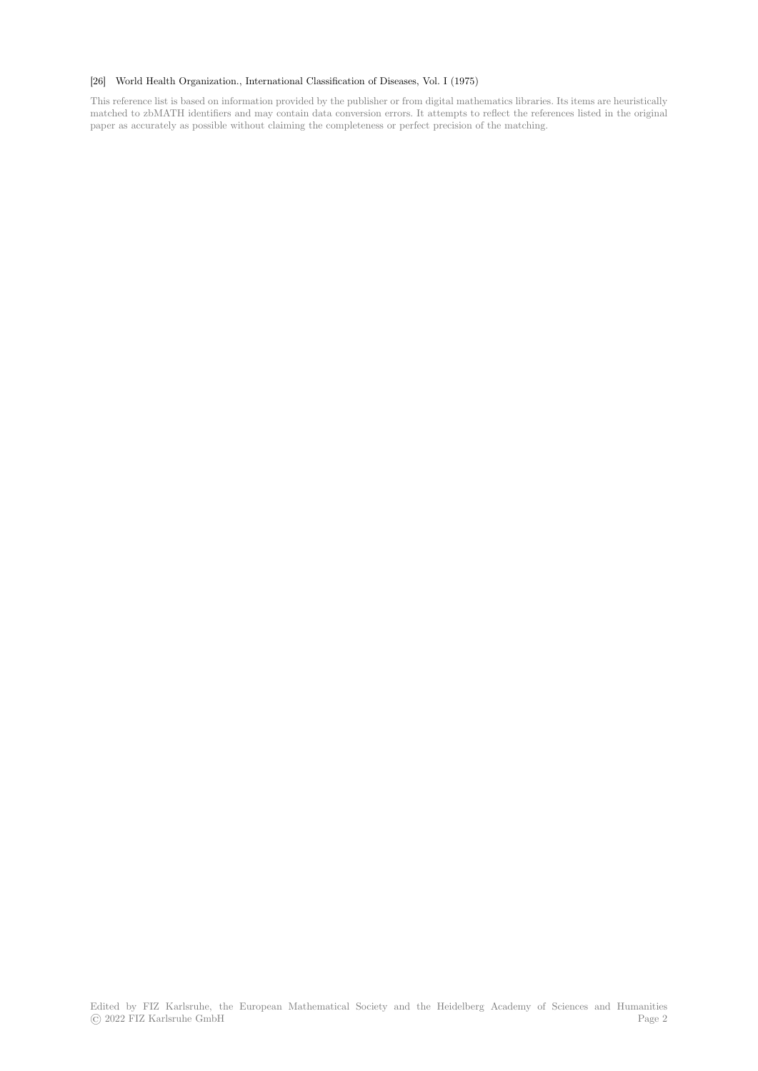[26] World Health Organization., International Classification of Diseases, Vol. I (1975)

This reference list is based on information provided by the publisher or from digital mathematics libraries. Its items are heuristically matched to zbMATH identifiers and may contain data conversion errors. It attempts to reflect the references listed in the original paper as accurately as possible without claiming the completeness or perfect precision of the matching.